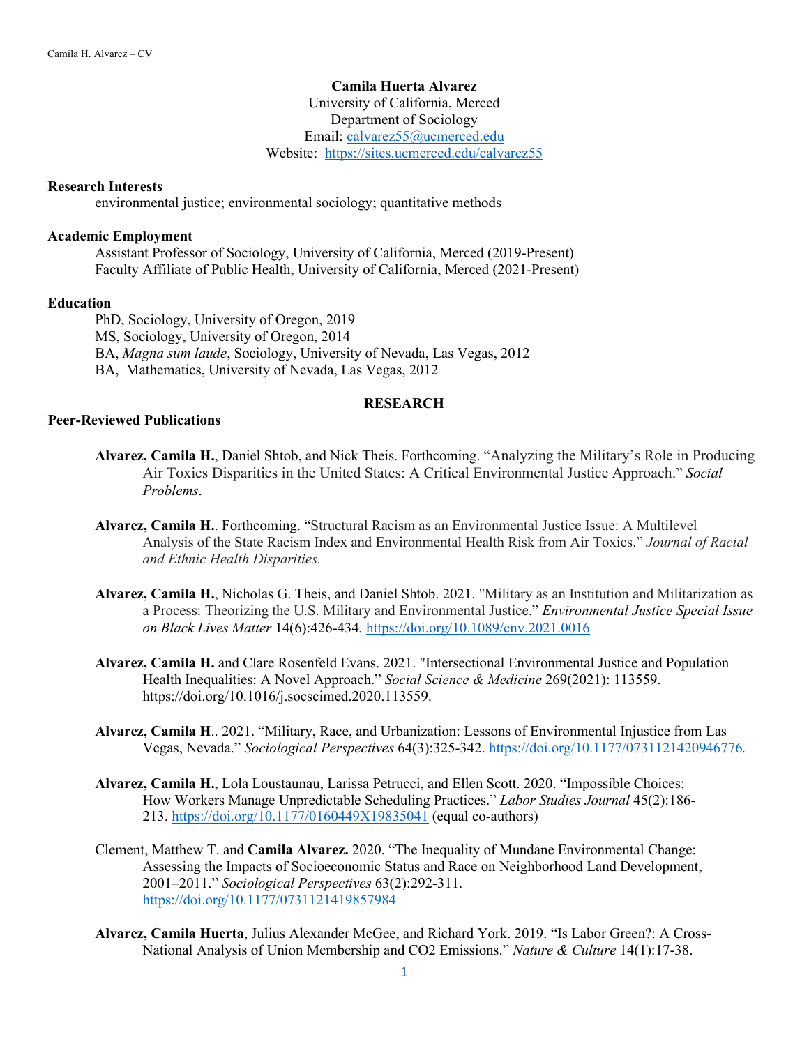**Camila Huerta Alvarez**
University of California, Merced
Department of Sociology
Email: calvarez55@ucmerced.edu
Website: https://sites.ucmerced.edu/calvarez55

## Research Interests

environmental justice; environmental sociology; quantitative methods

## Academic Employment

Assistant Professor of Sociology, University of California, Merced (2019-Present)
Faculty Affiliate of Public Health, University of California, Merced (2021-Present)

## Education

PhD, Sociology, University of Oregon, 2019
MS, Sociology, University of Oregon, 2014
BA, *Magna sum laude*, Sociology, University of Nevada, Las Vegas, 2012
BA, Mathematics, University of Nevada, Las Vegas, 2012

# RESEARCH

## Peer-Reviewed Publications

**Alvarez, Camila H.**, Daniel Shtob, and Nick Theis. Forthcoming. "Analyzing the Military's Role in Producing Air Toxics Disparities in the United States: A Critical Environmental Justice Approach." *Social Problems*.

**Alvarez, Camila H.**. Forthcoming. "Structural Racism as an Environmental Justice Issue: A Multilevel Analysis of the State Racism Index and Environmental Health Risk from Air Toxics." *Journal of Racial and Ethnic Health Disparities.*

**Alvarez, Camila H.**, Nicholas G. Theis, and Daniel Shtob. 2021. "Military as an Institution and Militarization as a Process: Theorizing the U.S. Military and Environmental Justice." *Environmental Justice Special Issue on Black Lives Matter* 14(6):426-434. https://doi.org/10.1089/env.2021.0016

**Alvarez, Camila H.** and Clare Rosenfeld Evans. 2021. "Intersectional Environmental Justice and Population Health Inequalities: A Novel Approach." *Social Science & Medicine* 269(2021): 113559. https://doi.org/10.1016/j.socscimed.2020.113559.

**Alvarez, Camila H**.. 2021. "Military, Race, and Urbanization: Lessons of Environmental Injustice from Las Vegas, Nevada." *Sociological Perspectives* 64(3):325-342. https://doi.org/10.1177/0731121420946776.

**Alvarez, Camila H.**, Lola Loustaunau, Larissa Petrucci, and Ellen Scott. 2020. "Impossible Choices: How Workers Manage Unpredictable Scheduling Practices." *Labor Studies Journal* 45(2):186-213. https://doi.org/10.1177/0160449X19835041 (equal co-authors)

Clement, Matthew T. and **Camila Alvarez.** 2020. "The Inequality of Mundane Environmental Change: Assessing the Impacts of Socioeconomic Status and Race on Neighborhood Land Development, 2001–2011." *Sociological Perspectives* 63(2):292-311. https://doi.org/10.1177/0731121419857984

**Alvarez, Camila Huerta**, Julius Alexander McGee, and Richard York. 2019. "Is Labor Green?: A Cross-National Analysis of Union Membership and CO2 Emissions." *Nature & Culture* 14(1):17-38.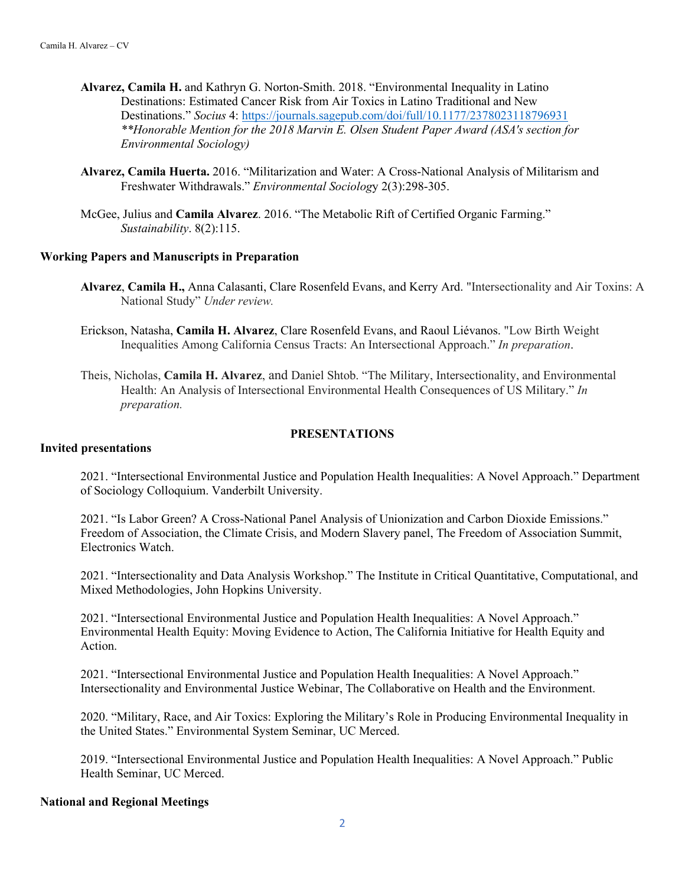**Alvarez, Camila H.** and Kathryn G. Norton-Smith. 2018. "Environmental Inequality in Latino Destinations: Estimated Cancer Risk from Air Toxics in Latino Traditional and New Destinations." *Socius* 4: https://journals.sagepub.com/doi/full/10.1177/2378023118796931 ***Honorable Mention for the 2018 Marvin E. Olsen Student Paper Award (ASA's section for Environmental Sociology)***

**Alvarez, Camila Huerta.** 2016. "Militarization and Water: A Cross-National Analysis of Militarism and Freshwater Withdrawals." *Environmental Sociology* 2(3):298-305.

McGee, Julius and **Camila Alvarez**. 2016. "The Metabolic Rift of Certified Organic Farming." *Sustainability*. 8(2):115.

### Working Papers and Manuscripts in Preparation

**Alvarez**, **Camila H.,** Anna Calasanti, Clare Rosenfeld Evans, and Kerry Ard. "Intersectionality and Air Toxins: A National Study" *Under review.*

Erickson, Natasha, **Camila H. Alvarez**, Clare Rosenfeld Evans, and Raoul Liévanos. "Low Birth Weight Inequalities Among California Census Tracts: An Intersectional Approach." *In preparation*.

Theis, Nicholas, **Camila H. Alvarez**, and Daniel Shtob. "The Military, Intersectionality, and Environmental Health: An Analysis of Intersectional Environmental Health Consequences of US Military." *In preparation.*

## PRESENTATIONS

### Invited presentations

2021. "Intersectional Environmental Justice and Population Health Inequalities: A Novel Approach." Department of Sociology Colloquium. Vanderbilt University.

2021. "Is Labor Green? A Cross-National Panel Analysis of Unionization and Carbon Dioxide Emissions." Freedom of Association, the Climate Crisis, and Modern Slavery panel, The Freedom of Association Summit, Electronics Watch.

2021. "Intersectionality and Data Analysis Workshop." The Institute in Critical Quantitative, Computational, and Mixed Methodologies, John Hopkins University.

2021. "Intersectional Environmental Justice and Population Health Inequalities: A Novel Approach." Environmental Health Equity: Moving Evidence to Action, The California Initiative for Health Equity and Action.

2021. "Intersectional Environmental Justice and Population Health Inequalities: A Novel Approach." Intersectionality and Environmental Justice Webinar, The Collaborative on Health and the Environment.

2020. "Military, Race, and Air Toxics: Exploring the Military's Role in Producing Environmental Inequality in the United States." Environmental System Seminar, UC Merced.

2019. "Intersectional Environmental Justice and Population Health Inequalities: A Novel Approach." Public Health Seminar, UC Merced.

### National and Regional Meetings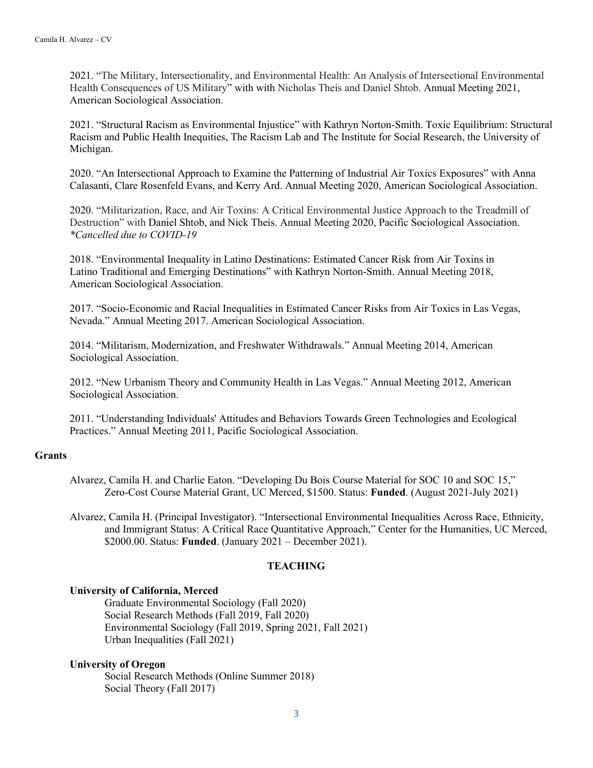2021. "The Military, Intersectionality, and Environmental Health: An Analysis of Intersectional Environmental Health Consequences of US Military" with with Nicholas Theis and Daniel Shtob. Annual Meeting 2021, American Sociological Association.

2021. "Structural Racism as Environmental Injustice" with Kathryn Norton-Smith. Toxic Equilibrium: Structural Racism and Public Health Inequities, The Racism Lab and The Institute for Social Research, the University of Michigan.

2020. "An Intersectional Approach to Examine the Patterning of Industrial Air Toxics Exposures" with Anna Calasanti, Clare Rosenfeld Evans, and Kerry Ard. Annual Meeting 2020, American Sociological Association.

2020. "Militarization, Race, and Air Toxins: A Critical Environmental Justice Approach to the Treadmill of Destruction" with Daniel Shtob, and Nick Theis. Annual Meeting 2020, Pacific Sociological Association. *\*Cancelled due to COVID-19*

2018. "Environmental Inequality in Latino Destinations: Estimated Cancer Risk from Air Toxins in Latino Traditional and Emerging Destinations" with Kathryn Norton-Smith. Annual Meeting 2018, American Sociological Association.

2017. "Socio-Economic and Racial Inequalities in Estimated Cancer Risks from Air Toxics in Las Vegas, Nevada." Annual Meeting 2017. American Sociological Association.

2014. "Militarism, Modernization, and Freshwater Withdrawals." Annual Meeting 2014, American Sociological Association.

2012. "New Urbanism Theory and Community Health in Las Vegas." Annual Meeting 2012, American Sociological Association.

2011. "Understanding Individuals' Attitudes and Behaviors Towards Green Technologies and Ecological Practices." Annual Meeting 2011, Pacific Sociological Association.

### Grants

Alvarez, Camila H. and Charlie Eaton. "Developing Du Bois Course Material for SOC 10 and SOC 15," Zero-Cost Course Material Grant, UC Merced, $1500. Status: **Funded**. (August 2021-July 2021)

Alvarez, Camila H. (Principal Investigator). "Intersectional Environmental Inequalities Across Race, Ethnicity, and Immigrant Status: A Critical Race Quantitative Approach," Center for the Humanities, UC Merced, $2000.00. Status: **Funded**. (January 2021 – December 2021).

## TEACHING

**University of California, Merced**

Graduate Environmental Sociology (Fall 2020)
Social Research Methods (Fall 2019, Fall 2020)
Environmental Sociology (Fall 2019, Spring 2021, Fall 2021)
Urban Inequalities (Fall 2021)

**University of Oregon**

Social Research Methods (Online Summer 2018)
Social Theory (Fall 2017)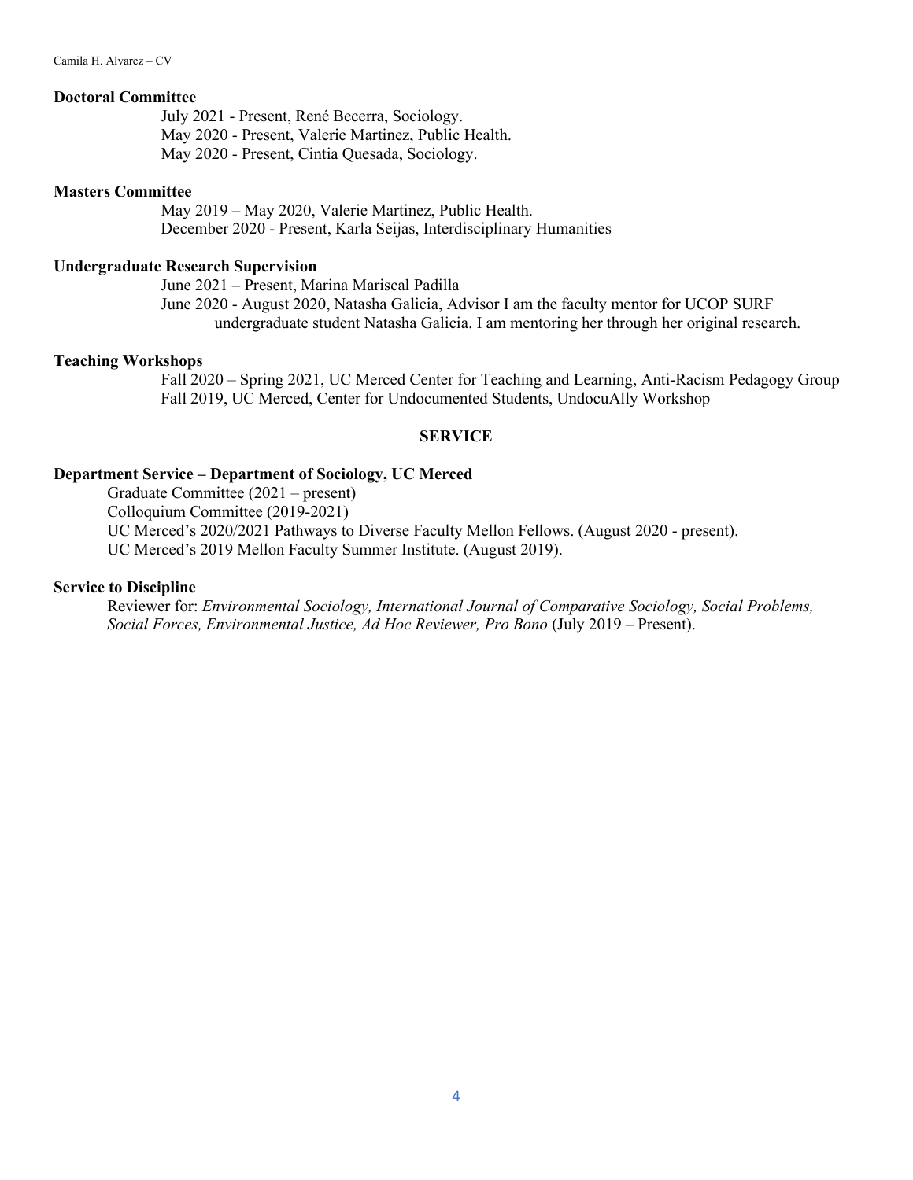### Doctoral Committee

July 2021 - Present, René Becerra, Sociology.
May 2020 - Present, Valerie Martinez, Public Health.
May 2020 - Present, Cintia Quesada, Sociology.

### Masters Committee

May 2019 – May 2020, Valerie Martinez, Public Health.
December 2020 - Present, Karla Seijas, Interdisciplinary Humanities

### Undergraduate Research Supervision

June 2021 – Present, Marina Mariscal Padilla
June 2020 - August 2020, Natasha Galicia, Advisor I am the faculty mentor for UCOP SURF undergraduate student Natasha Galicia. I am mentoring her through her original research.

### Teaching Workshops

Fall 2020 – Spring 2021, UC Merced Center for Teaching and Learning, Anti-Racism Pedagogy Group
Fall 2019, UC Merced, Center for Undocumented Students, UndocuAlly Workshop

## SERVICE

### Department Service – Department of Sociology, UC Merced

Graduate Committee (2021 – present)
Colloquium Committee (2019-2021)
UC Merced's 2020/2021 Pathways to Diverse Faculty Mellon Fellows. (August 2020 - present).
UC Merced's 2019 Mellon Faculty Summer Institute. (August 2019).

### Service to Discipline

Reviewer for: *Environmental Sociology, International Journal of Comparative Sociology, Social Problems, Social Forces, Environmental Justice, Ad Hoc Reviewer, Pro Bono* (July 2019 – Present).